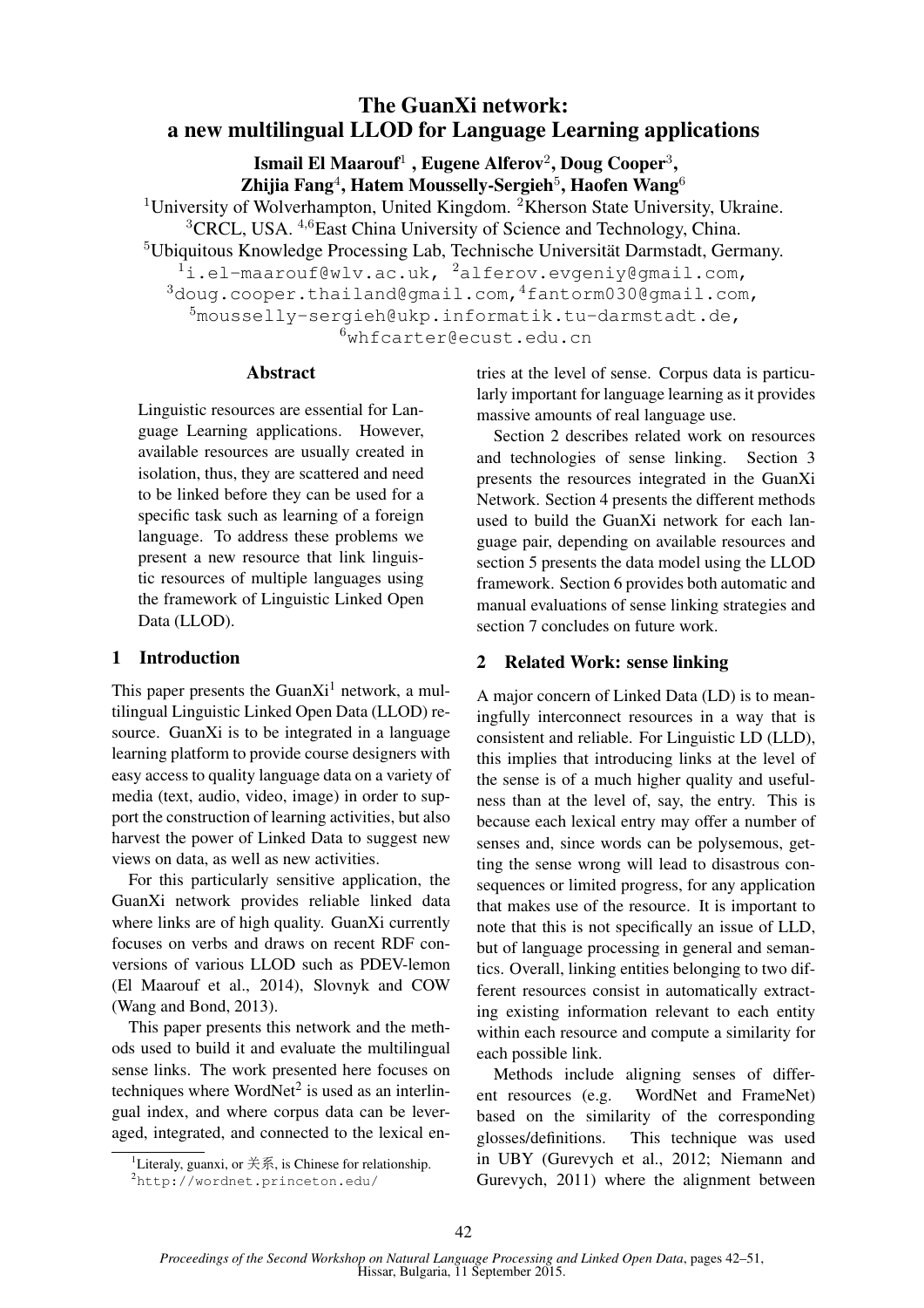# The GuanXi network: a new multilingual LLOD for Language Learning applications

**Ismail El Maarouf**[1] **, Eugene Alferov**[2]**, Doug Cooper**[3]**, Zhijia Fang**[4]**, Hatem Mousselly-Sergieh**[5]**, Haofen Wang**[6]

[1]University of Wolverhampton, United Kingdom. [2]Kherson State University, Ukraine.
[3]CRCL, USA. [4,6]East China University of Science and Technology, China.
[5]Ubiquitous Knowledge Processing Lab, Technische Universität Darmstadt, Germany.
[1]i.el-maarouf@wlv.ac.uk, [2]alferov.evgeniy@gmail.com,
[3]doug.cooper.thailand@gmail.com,[4]fantorm030@gmail.com,
[5]mousselly-sergieh@ukp.informatik.tu-darmstadt.de,
[6]whfcarter@ecust.edu.cn

## Abstract

Linguistic resources are essential for Language Learning applications. However, available resources are usually created in isolation, thus, they are scattered and need to be linked before they can be used for a specific task such as learning of a foreign language. To address these problems we present a new resource that link linguistic resources of multiple languages using the framework of Linguistic Linked Open Data (LLOD).

## 1 Introduction

This paper presents the GuanXi[1] network, a multilingual Linguistic Linked Open Data (LLOD) resource. GuanXi is to be integrated in a language learning platform to provide course designers with easy access to quality language data on a variety of media (text, audio, video, image) in order to support the construction of learning activities, but also harvest the power of Linked Data to suggest new views on data, as well as new activities.

For this particularly sensitive application, the GuanXi network provides reliable linked data where links are of high quality. GuanXi currently focuses on verbs and draws on recent RDF conversions of various LLOD such as PDEV-lemon (El Maarouf et al., 2014), Slovnyk and COW (Wang and Bond, 2013).

This paper presents this network and the methods used to build it and evaluate the multilingual sense links. The work presented here focuses on techniques where WordNet[2] is used as an interlingual index, and where corpus data can be leveraged, integrated, and connected to the lexical entries at the level of sense. Corpus data is particularly important for language learning as it provides massive amounts of real language use.

Section 2 describes related work on resources and technologies of sense linking. Section 3 presents the resources integrated in the GuanXi Network. Section 4 presents the different methods used to build the GuanXi network for each language pair, depending on available resources and section 5 presents the data model using the LLOD framework. Section 6 provides both automatic and manual evaluations of sense linking strategies and section 7 concludes on future work.

## 2 Related Work: sense linking

A major concern of Linked Data (LD) is to meaningfully interconnect resources in a way that is consistent and reliable. For Linguistic LD (LLD), this implies that introducing links at the level of the sense is of a much higher quality and usefulness than at the level of, say, the entry. This is because each lexical entry may offer a number of senses and, since words can be polysemous, getting the sense wrong will lead to disastrous consequences or limited progress, for any application that makes use of the resource. It is important to note that this is not specifically an issue of LLD, but of language processing in general and semantics. Overall, linking entities belonging to two different resources consist in automatically extracting existing information relevant to each entity within each resource and compute a similarity for each possible link.

Methods include aligning senses of different resources (e.g. WordNet and FrameNet) based on the similarity of the corresponding glosses/definitions. This technique was used in UBY (Gurevych et al., 2012; Niemann and Gurevych, 2011) where the alignment between

[1]Literaly, guanxi, or 关系, is Chinese for relationship.
[2]http://wordnet.princeton.edu/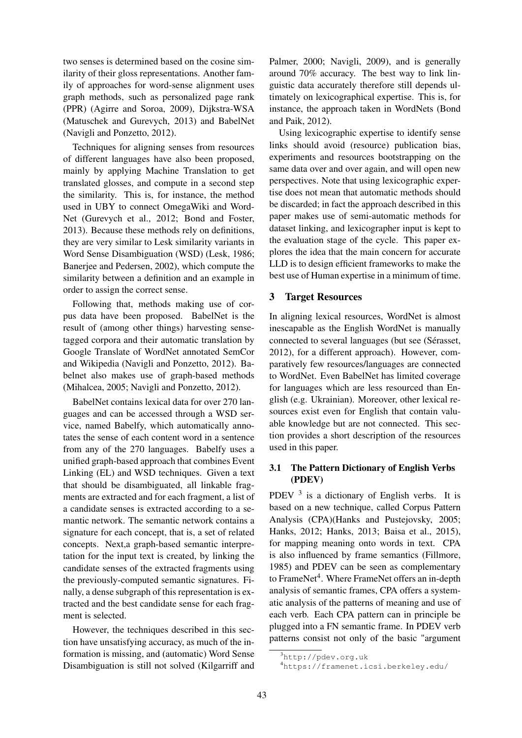two senses is determined based on the cosine similarity of their gloss representations. Another family of approaches for word-sense alignment uses graph methods, such as personalized page rank (PPR) (Agirre and Soroa, 2009), Dijkstra-WSA (Matuschek and Gurevych, 2013) and BabelNet (Navigli and Ponzetto, 2012).

Techniques for aligning senses from resources of different languages have also been proposed, mainly by applying Machine Translation to get translated glosses, and compute in a second step the similarity. This is, for instance, the method used in UBY to connect OmegaWiki and WordNet (Gurevych et al., 2012; Bond and Foster, 2013). Because these methods rely on definitions, they are very similar to Lesk similarity variants in Word Sense Disambiguation (WSD) (Lesk, 1986; Banerjee and Pedersen, 2002), which compute the similarity between a definition and an example in order to assign the correct sense.

Following that, methods making use of corpus data have been proposed. BabelNet is the result of (among other things) harvesting sense-tagged corpora and their automatic translation by Google Translate of WordNet annotated SemCor and Wikipedia (Navigli and Ponzetto, 2012). Babelnet also makes use of graph-based methods (Mihalcea, 2005; Navigli and Ponzetto, 2012).

BabelNet contains lexical data for over 270 languages and can be accessed through a WSD service, named Babelfy, which automatically annotates the sense of each content word in a sentence from any of the 270 languages. Babelfy uses a unified graph-based approach that combines Event Linking (EL) and WSD techniques. Given a text that should be disambiguated, all linkable fragments are extracted and for each fragment, a list of a candidate senses is extracted according to a semantic network. The semantic network contains a signature for each concept, that is, a set of related concepts. Next,a graph-based semantic interpretation for the input text is created, by linking the candidate senses of the extracted fragments using the previously-computed semantic signatures. Finally, a dense subgraph of this representation is extracted and the best candidate sense for each fragment is selected.

However, the techniques described in this section have unsatisfying accuracy, as much of the information is missing, and (automatic) Word Sense Disambiguation is still not solved (Kilgarriff and Palmer, 2000; Navigli, 2009), and is generally around 70% accuracy. The best way to link linguistic data accurately therefore still depends ultimately on lexicographical expertise. This is, for instance, the approach taken in WordNets (Bond and Paik, 2012).

Using lexicographic expertise to identify sense links should avoid (resource) publication bias, experiments and resources bootstrapping on the same data over and over again, and will open new perspectives. Note that using lexicographic expertise does not mean that automatic methods should be discarded; in fact the approach described in this paper makes use of semi-automatic methods for dataset linking, and lexicographer input is kept to the evaluation stage of the cycle. This paper explores the idea that the main concern for accurate LLD is to design efficient frameworks to make the best use of Human expertise in a minimum of time.

## 3 Target Resources

In aligning lexical resources, WordNet is almost inescapable as the English WordNet is manually connected to several languages (but see (Sérasset, 2012), for a different approach). However, comparatively few resources/languages are connected to WordNet. Even BabelNet has limited coverage for languages which are less resourced than English (e.g. Ukrainian). Moreover, other lexical resources exist even for English that contain valuable knowledge but are not connected. This section provides a short description of the resources used in this paper.

### 3.1 The Pattern Dictionary of English Verbs (PDEV)

PDEV [3] is a dictionary of English verbs. It is based on a new technique, called Corpus Pattern Analysis (CPA)(Hanks and Pustejovsky, 2005; Hanks, 2012; Hanks, 2013; Baisa et al., 2015), for mapping meaning onto words in text. CPA is also influenced by frame semantics (Fillmore, 1985) and PDEV can be seen as complementary to FrameNet[4]. Where FrameNet offers an in-depth analysis of semantic frames, CPA offers a systematic analysis of the patterns of meaning and use of each verb. Each CPA pattern can in principle be plugged into a FN semantic frame. In PDEV verb patterns consist not only of the basic "argument

[3] http://pdev.org.uk

[4] https://framenet.icsi.berkeley.edu/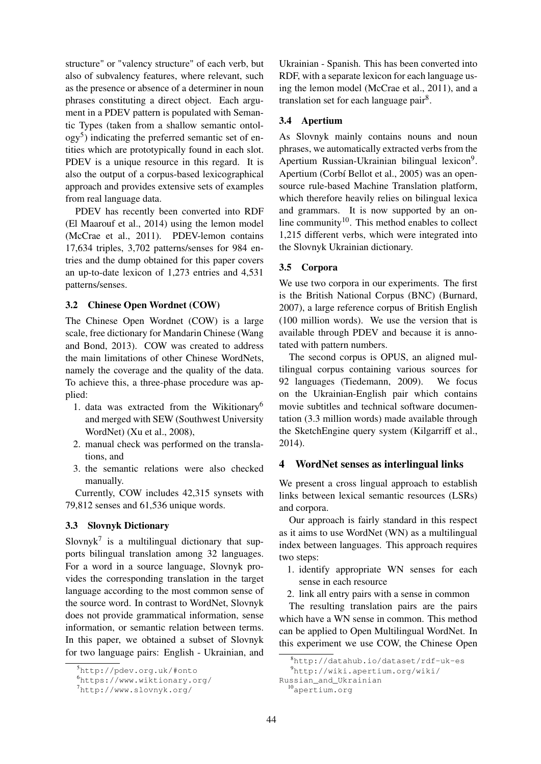structure" or "valency structure" of each verb, but also of subvalency features, where relevant, such as the presence or absence of a determiner in noun phrases constituting a direct object. Each argument in a PDEV pattern is populated with Semantic Types (taken from a shallow semantic ontology[5]) indicating the preferred semantic set of entities which are prototypically found in each slot. PDEV is a unique resource in this regard. It is also the output of a corpus-based lexicographical approach and provides extensive sets of examples from real language data.

PDEV has recently been converted into RDF (El Maarouf et al., 2014) using the lemon model (McCrae et al., 2011). PDEV-lemon contains 17,634 triples, 3,702 patterns/senses for 984 entries and the dump obtained for this paper covers an up-to-date lexicon of 1,273 entries and 4,531 patterns/senses.

### 3.2 Chinese Open Wordnet (COW)

The Chinese Open Wordnet (COW) is a large scale, free dictionary for Mandarin Chinese (Wang and Bond, 2013). COW was created to address the main limitations of other Chinese WordNets, namely the coverage and the quality of the data. To achieve this, a three-phase procedure was applied:

1. data was extracted from the Wikitionary[6] and merged with SEW (Southwest University WordNet) (Xu et al., 2008),
2. manual check was performed on the translations, and
3. the semantic relations were also checked manually.

Currently, COW includes 42,315 synsets with 79,812 senses and 61,536 unique words.

### 3.3 Slovnyk Dictionary

Slovnyk[7] is a multilingual dictionary that supports bilingual translation among 32 languages. For a word in a source language, Slovnyk provides the corresponding translation in the target language according to the most common sense of the source word. In contrast to WordNet, Slovnyk does not provide grammatical information, sense information, or semantic relation between terms. In this paper, we obtained a subset of Slovnyk for two language pairs: English - Ukrainian, and Ukrainian - Spanish. This has been converted into RDF, with a separate lexicon for each language using the lemon model (McCrae et al., 2011), and a translation set for each language pair[8].

### 3.4 Apertium

As Slovnyk mainly contains nouns and noun phrases, we automatically extracted verbs from the Apertium Russian-Ukrainian bilingual lexicon[9]. Apertium (Corbí Bellot et al., 2005) was an open-source rule-based Machine Translation platform, which therefore heavily relies on bilingual lexica and grammars. It is now supported by an online community[10]. This method enables to collect 1,215 different verbs, which were integrated into the Slovnyk Ukrainian dictionary.

### 3.5 Corpora

We use two corpora in our experiments. The first is the British National Corpus (BNC) (Burnard, 2007), a large reference corpus of British English (100 million words). We use the version that is available through PDEV and because it is annotated with pattern numbers.

The second corpus is OPUS, an aligned multilingual corpus containing various sources for 92 languages (Tiedemann, 2009). We focus on the Ukrainian-English pair which contains movie subtitles and technical software documentation (3.3 million words) made available through the SketchEngine query system (Kilgarriff et al., 2014).

## 4 WordNet senses as interlingual links

We present a cross lingual approach to establish links between lexical semantic resources (LSRs) and corpora.

Our approach is fairly standard in this respect as it aims to use WordNet (WN) as a multilingual index between languages. This approach requires two steps:

1. identify appropriate WN senses for each sense in each resource
2. link all entry pairs with a sense in common

The resulting translation pairs are the pairs which have a WN sense in common. This method can be applied to Open Multilingual WordNet. In this experiment we use COW, the Chinese Open

---

[5] http://pdev.org.uk/#onto

[6] https://www.wiktionary.org/

[7] http://www.slovnyk.org/

[8] http://datahub.io/dataset/rdf-uk-es

[9] http://wiki.apertium.org/wiki/Russian_and_Ukrainian

[10] apertium.org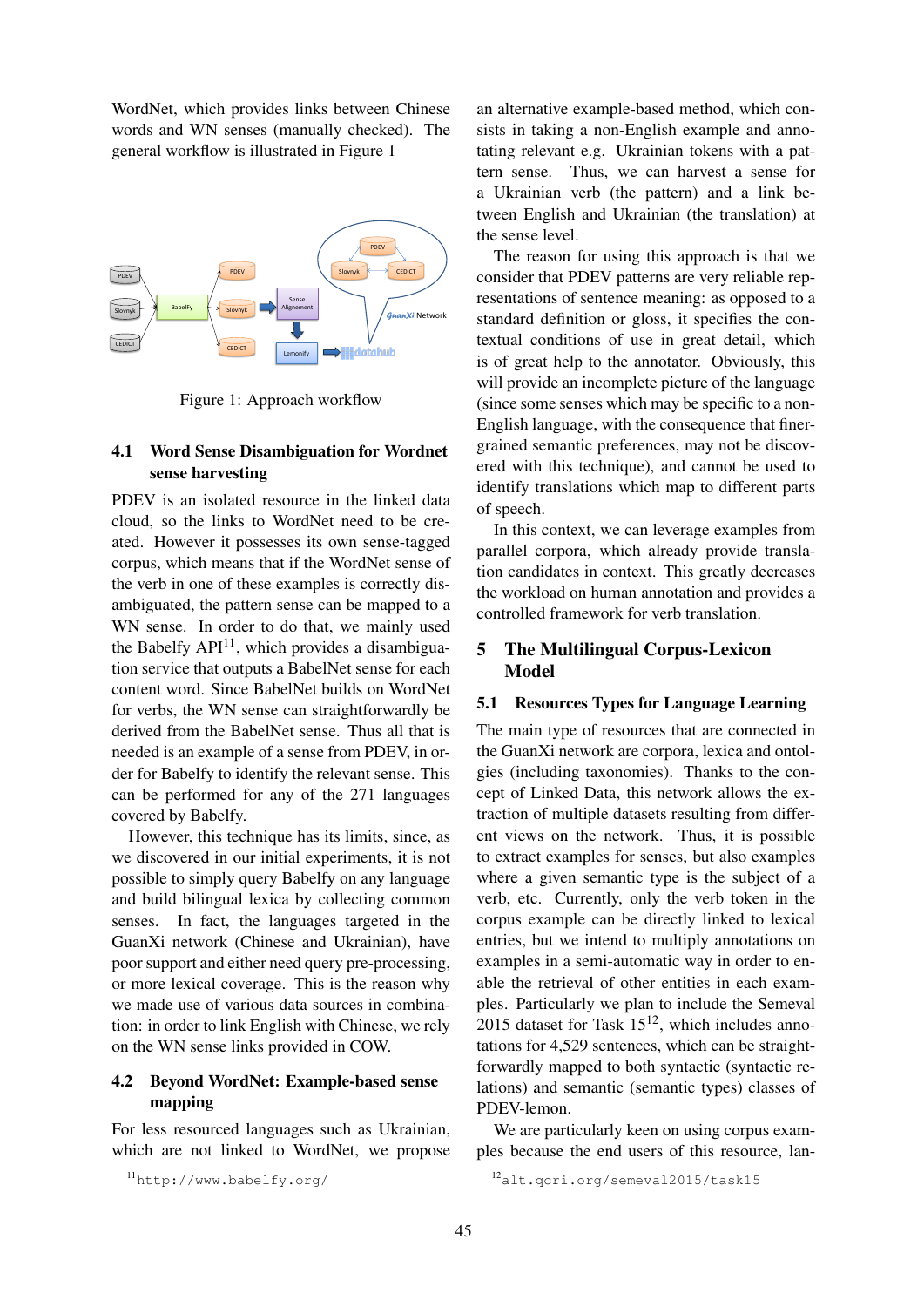WordNet, which provides links between Chinese words and WN senses (manually checked). The general workflow is illustrated in Figure 1

Figure 1: Approach workflow

### 4.1 Word Sense Disambiguation for Wordnet sense harvesting

PDEV is an isolated resource in the linked data cloud, so the links to WordNet need to be created. However it possesses its own sense-tagged corpus, which means that if the WordNet sense of the verb in one of these examples is correctly disambiguated, the pattern sense can be mapped to a WN sense. In order to do that, we mainly used the Babelfy API[11], which provides a disambiguation service that outputs a BabelNet sense for each content word. Since BabelNet builds on WordNet for verbs, the WN sense can straightforwardly be derived from the BabelNet sense. Thus all that is needed is an example of a sense from PDEV, in order for Babelfy to identify the relevant sense. This can be performed for any of the 271 languages covered by Babelfy.

However, this technique has its limits, since, as we discovered in our initial experiments, it is not possible to simply query Babelfy on any language and build bilingual lexica by collecting common senses. In fact, the languages targeted in the GuanXi network (Chinese and Ukrainian), have poor support and either need query pre-processing, or more lexical coverage. This is the reason why we made use of various data sources in combination: in order to link English with Chinese, we rely on the WN sense links provided in COW.

### 4.2 Beyond WordNet: Example-based sense mapping

For less resourced languages such as Ukrainian, which are not linked to WordNet, we propose an alternative example-based method, which consists in taking a non-English example and annotating relevant e.g. Ukrainian tokens with a pattern sense. Thus, we can harvest a sense for a Ukrainian verb (the pattern) and a link between English and Ukrainian (the translation) at the sense level.

The reason for using this approach is that we consider that PDEV patterns are very reliable representations of sentence meaning: as opposed to a standard definition or gloss, it specifies the contextual conditions of use in great detail, which is of great help to the annotator. Obviously, this will provide an incomplete picture of the language (since some senses which may be specific to a non-English language, with the consequence that finer-grained semantic preferences, may not be discovered with this technique), and cannot be used to identify translations which map to different parts of speech.

In this context, we can leverage examples from parallel corpora, which already provide translation candidates in context. This greatly decreases the workload on human annotation and provides a controlled framework for verb translation.

## 5 The Multilingual Corpus-Lexicon Model

### 5.1 Resources Types for Language Learning

The main type of resources that are connected in the GuanXi network are corpora, lexica and ontologies (including taxonomies). Thanks to the concept of Linked Data, this network allows the extraction of multiple datasets resulting from different views on the network. Thus, it is possible to extract examples for senses, but also examples where a given semantic type is the subject of a verb, etc. Currently, only the verb token in the corpus example can be directly linked to lexical entries, but we intend to multiply annotations on examples in a semi-automatic way in order to enable the retrieval of other entities in each examples. Particularly we plan to include the Semeval 2015 dataset for Task 15[12], which includes annotations for 4,529 sentences, which can be straightforwardly mapped to both syntactic (syntactic relations) and semantic (semantic types) classes of PDEV-lemon.

We are particularly keen on using corpus examples because the end users of this resource, lan-

[11] http://www.babelfy.org/

[12] alt.qcri.org/semeval2015/task15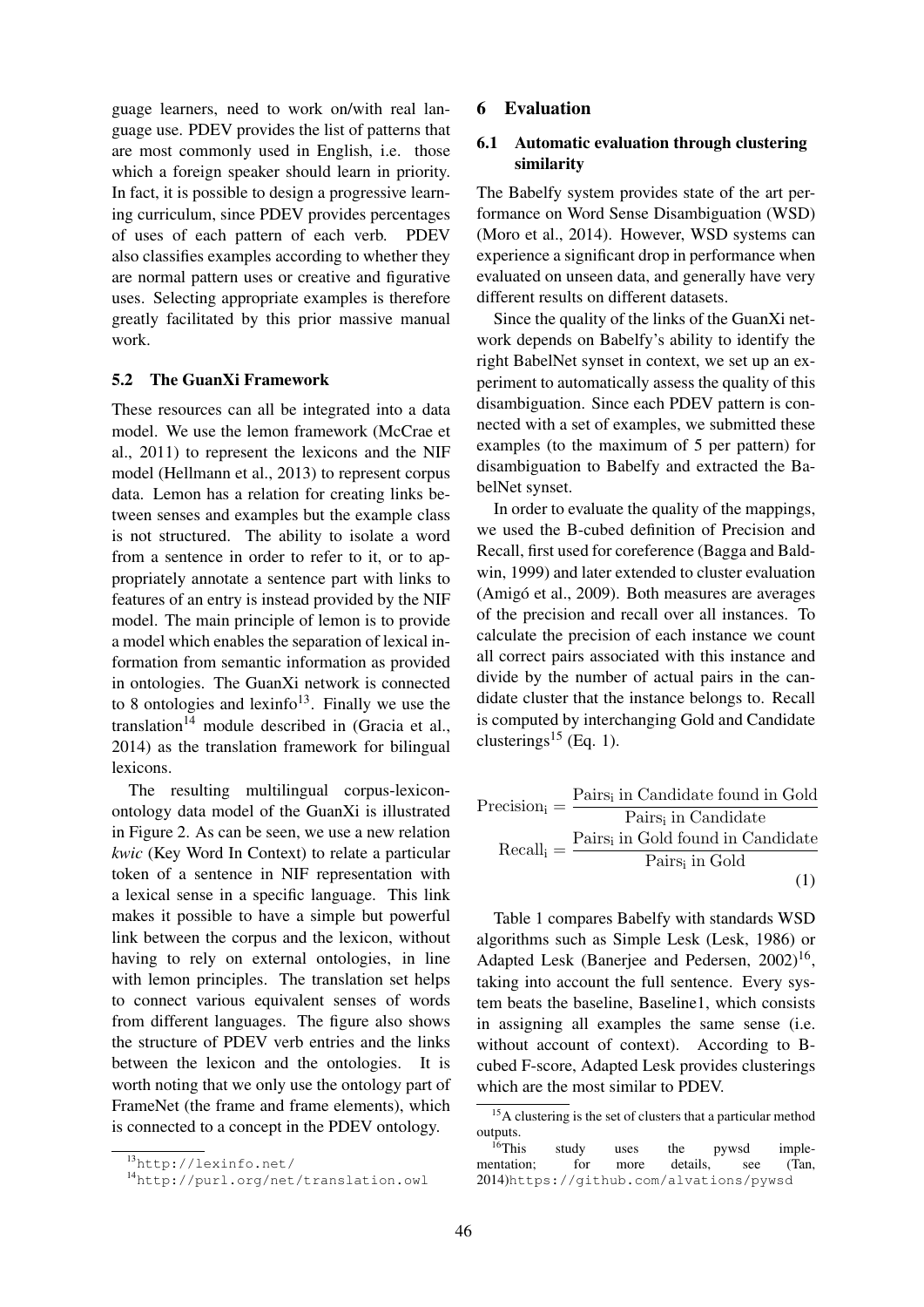guage learners, need to work on/with real language use. PDEV provides the list of patterns that are most commonly used in English, i.e. those which a foreign speaker should learn in priority. In fact, it is possible to design a progressive learning curriculum, since PDEV provides percentages of uses of each pattern of each verb. PDEV also classifies examples according to whether they are normal pattern uses or creative and figurative uses. Selecting appropriate examples is therefore greatly facilitated by this prior massive manual work.

### 5.2 The GuanXi Framework

These resources can all be integrated into a data model. We use the lemon framework (McCrae et al., 2011) to represent the lexicons and the NIF model (Hellmann et al., 2013) to represent corpus data. Lemon has a relation for creating links between senses and examples but the example class is not structured. The ability to isolate a word from a sentence in order to refer to it, or to appropriately annotate a sentence part with links to features of an entry is instead provided by the NIF model. The main principle of lemon is to provide a model which enables the separation of lexical information from semantic information as provided in ontologies. The GuanXi network is connected to 8 ontologies and lexinfo[13]. Finally we use the translation[14] module described in (Gracia et al., 2014) as the translation framework for bilingual lexicons.

The resulting multilingual corpus-lexicon-ontology data model of the GuanXi is illustrated in Figure 2. As can be seen, we use a new relation *kwic* (Key Word In Context) to relate a particular token of a sentence in NIF representation with a lexical sense in a specific language. This link makes it possible to have a simple but powerful link between the corpus and the lexicon, without having to rely on external ontologies, in line with lemon principles. The translation set helps to connect various equivalent senses of words from different languages. The figure also shows the structure of PDEV verb entries and the links between the lexicon and the ontologies. It is worth noting that we only use the ontology part of FrameNet (the frame and frame elements), which is connected to a concept in the PDEV ontology.

[13] http://lexinfo.net/

[14] http://purl.org/net/translation.owl

## 6 Evaluation

### 6.1 Automatic evaluation through clustering similarity

The Babelfy system provides state of the art performance on Word Sense Disambiguation (WSD) (Moro et al., 2014). However, WSD systems can experience a significant drop in performance when evaluated on unseen data, and generally have very different results on different datasets.

Since the quality of the links of the GuanXi network depends on Babelfy's ability to identify the right BabelNet synset in context, we set up an experiment to automatically assess the quality of this disambiguation. Since each PDEV pattern is connected with a set of examples, we submitted these examples (to the maximum of 5 per pattern) for disambiguation to Babelfy and extracted the BabelNet synset.

In order to evaluate the quality of the mappings, we used the B-cubed definition of Precision and Recall, first used for coreference (Bagga and Baldwin, 1999) and later extended to cluster evaluation (Amigó et al., 2009). Both measures are averages of the precision and recall over all instances. To calculate the precision of each instance we count all correct pairs associated with this instance and divide by the number of actual pairs in the candidate cluster that the instance belongs to. Recall is computed by interchanging Gold and Candidate clusterings[15] (Eq. 1).

$$
\begin{aligned}
\mathrm{Precision_i} &= \frac{\mathrm{Pairs_i\ in\ Candidate\ found\ in\ Gold}}{\mathrm{Pairs_i\ in\ Candidate}} \\
\mathrm{Recall_i} &= \frac{\mathrm{Pairs_i\ in\ Gold\ found\ in\ Candidate}}{\mathrm{Pairs_i\ in\ Gold}}
\end{aligned}
\tag{1}
$$

Table 1 compares Babelfy with standards WSD algorithms such as Simple Lesk (Lesk, 1986) or Adapted Lesk (Banerjee and Pedersen, 2002)[16], taking into account the full sentence. Every system beats the baseline, Baseline1, which consists in assigning all examples the same sense (i.e. without account of context). According to B-cubed F-score, Adapted Lesk provides clusterings which are the most similar to PDEV.

[15] A clustering is the set of clusters that a particular method outputs.

[16] This study uses the pywsd implementation; for more details, see (Tan, 2014) https://github.com/alvations/pywsd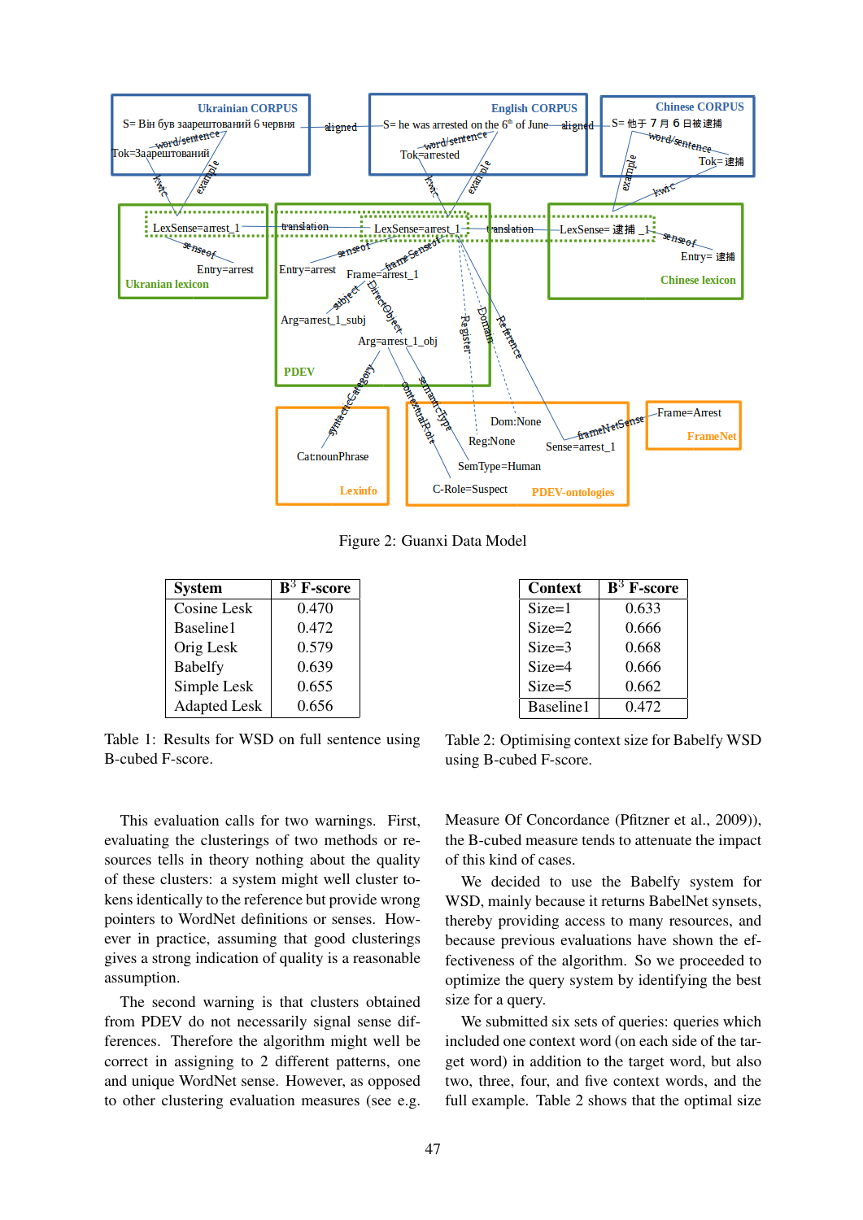Figure 2: Guanxi Data Model

| System | $B^3$ F-score |
|---|---|
| Cosine Lesk | 0.470 |
| Baseline1 | 0.472 |
| Orig Lesk | 0.579 |
| Babelfy | 0.639 |
| Simple Lesk | 0.655 |
| Adapted Lesk | 0.656 |

Table 1: Results for WSD on full sentence using B-cubed F-score.

| Context | $B^3$ F-score |
|---|---|
| Size=1 | 0.633 |
| Size=2 | 0.666 |
| Size=3 | 0.668 |
| Size=4 | 0.666 |
| Size=5 | 0.662 |
| Baseline1 | 0.472 |

Table 2: Optimising context size for Babelfy WSD using B-cubed F-score.

This evaluation calls for two warnings. First, evaluating the clusterings of two methods or resources tells in theory nothing about the quality of these clusters: a system might well cluster tokens identically to the reference but provide wrong pointers to WordNet definitions or senses. However in practice, assuming that good clusterings gives a strong indication of quality is a reasonable assumption.

The second warning is that clusters obtained from PDEV do not necessarily signal sense differences. Therefore the algorithm might well be correct in assigning to 2 different patterns, one and unique WordNet sense. However, as opposed to other clustering evaluation measures (see e.g. Measure Of Concordance (Pfitzner et al., 2009)), the B-cubed measure tends to attenuate the impact of this kind of cases.

We decided to use the Babelfy system for WSD, mainly because it returns BabelNet synsets, thereby providing access to many resources, and because previous evaluations have shown the effectiveness of the algorithm. So we proceeded to optimize the query system by identifying the best size for a query.

We submitted six sets of queries: queries which included one context word (on each side of the target word) in addition to the target word, but also two, three, four, and five context words, and the full example. Table 2 shows that the optimal size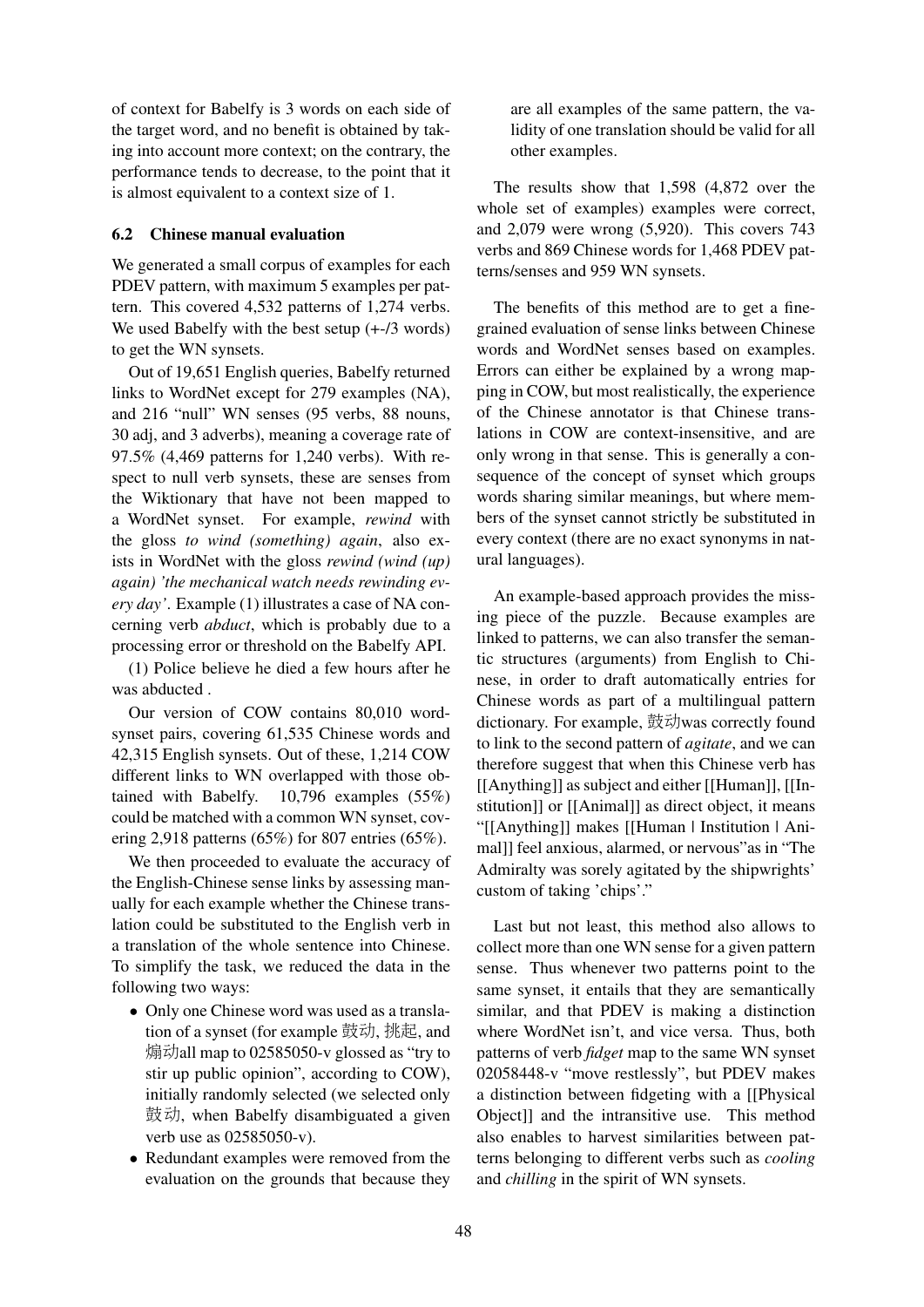of context for Babelfy is 3 words on each side of the target word, and no benefit is obtained by taking into account more context; on the contrary, the performance tends to decrease, to the point that it is almost equivalent to a context size of 1.

### 6.2 Chinese manual evaluation

We generated a small corpus of examples for each PDEV pattern, with maximum 5 examples per pattern. This covered 4,532 patterns of 1,274 verbs. We used Babelfy with the best setup (+-/3 words) to get the WN synsets.

Out of 19,651 English queries, Babelfy returned links to WordNet except for 279 examples (NA), and 216 "null" WN senses (95 verbs, 88 nouns, 30 adj, and 3 adverbs), meaning a coverage rate of 97.5% (4,469 patterns for 1,240 verbs). With respect to null verb synsets, these are senses from the Wiktionary that have not been mapped to a WordNet synset. For example, *rewind* with the gloss *to wind (something) again*, also exists in WordNet with the gloss *rewind (wind (up) again) 'the mechanical watch needs rewinding every day'*. Example (1) illustrates a case of NA concerning verb *abduct*, which is probably due to a processing error or threshold on the Babelfy API.

(1) Police believe he died a few hours after he was abducted .

Our version of COW contains 80,010 word-synset pairs, covering 61,535 Chinese words and 42,315 English synsets. Out of these, 1,214 COW different links to WN overlapped with those obtained with Babelfy. 10,796 examples (55%) could be matched with a common WN synset, covering 2,918 patterns (65%) for 807 entries (65%).

We then proceeded to evaluate the accuracy of the English-Chinese sense links by assessing manually for each example whether the Chinese translation could be substituted to the English verb in a translation of the whole sentence into Chinese. To simplify the task, we reduced the data in the following two ways:

- Only one Chinese word was used as a translation of a synset (for example 鼓动, 挑起, and 煽动all map to 02585050-v glossed as "try to stir up public opinion", according to COW), initially randomly selected (we selected only 鼓动, when Babelfy disambiguated a given verb use as 02585050-v).
- Redundant examples were removed from the evaluation on the grounds that because they are all examples of the same pattern, the validity of one translation should be valid for all other examples.

The results show that 1,598 (4,872 over the whole set of examples) examples were correct, and 2,079 were wrong (5,920). This covers 743 verbs and 869 Chinese words for 1,468 PDEV patterns/senses and 959 WN synsets.

The benefits of this method are to get a fine-grained evaluation of sense links between Chinese words and WordNet senses based on examples. Errors can either be explained by a wrong mapping in COW, but most realistically, the experience of the Chinese annotator is that Chinese translations in COW are context-insensitive, and are only wrong in that sense. This is generally a consequence of the concept of synset which groups words sharing similar meanings, but where members of the synset cannot strictly be substituted in every context (there are no exact synonyms in natural languages).

An example-based approach provides the missing piece of the puzzle. Because examples are linked to patterns, we can also transfer the semantic structures (arguments) from English to Chinese, in order to draft automatically entries for Chinese words as part of a multilingual pattern dictionary. For example, 鼓动was correctly found to link to the second pattern of *agitate*, and we can therefore suggest that when this Chinese verb has [[Anything]] as subject and either [[Human]], [[Institution]] or [[Animal]] as direct object, it means "[[Anything]] makes [[Human | Institution | Animal]] feel anxious, alarmed, or nervous"as in "The Admiralty was sorely agitated by the shipwrights' custom of taking 'chips'."

Last but not least, this method also allows to collect more than one WN sense for a given pattern sense. Thus whenever two patterns point to the same synset, it entails that they are semantically similar, and that PDEV is making a distinction where WordNet isn't, and vice versa. Thus, both patterns of verb *fidget* map to the same WN synset 02058448-v "move restlessly", but PDEV makes a distinction between fidgeting with a [[Physical Object]] and the intransitive use. This method also enables to harvest similarities between patterns belonging to different verbs such as *cooling* and *chilling* in the spirit of WN synsets.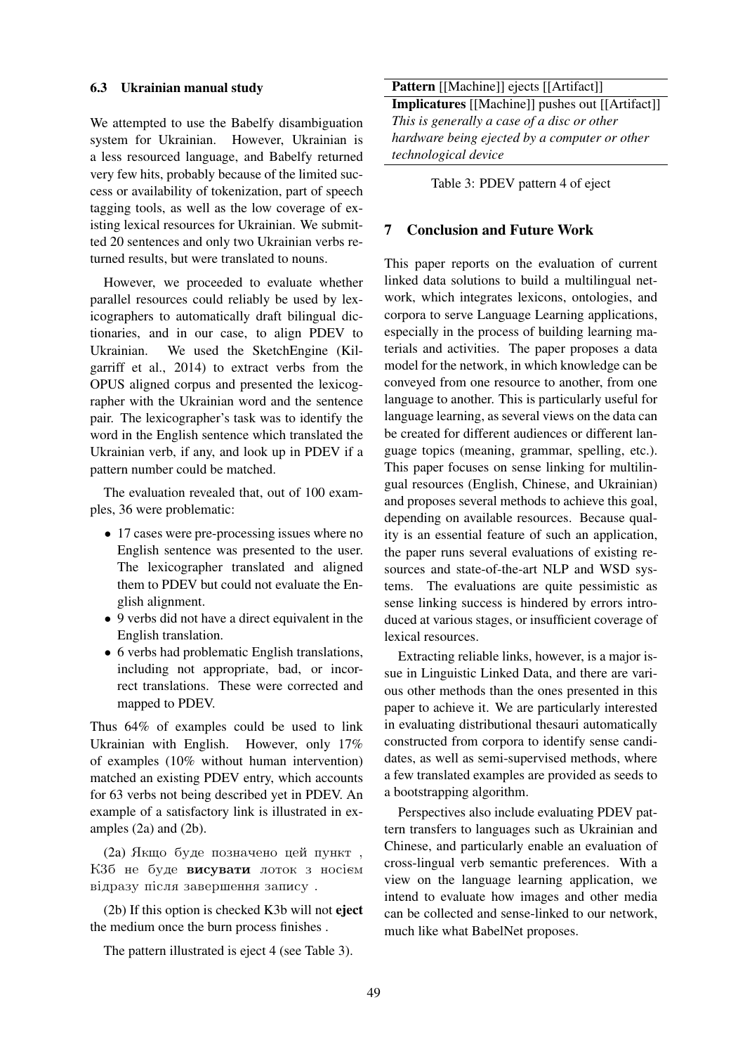### 6.3 Ukrainian manual study

We attempted to use the Babelfy disambiguation system for Ukrainian. However, Ukrainian is a less resourced language, and Babelfy returned very few hits, probably because of the limited success or availability of tokenization, part of speech tagging tools, as well as the low coverage of existing lexical resources for Ukrainian. We submitted 20 sentences and only two Ukrainian verbs returned results, but were translated to nouns.

However, we proceeded to evaluate whether parallel resources could reliably be used by lexicographers to automatically draft bilingual dictionaries, and in our case, to align PDEV to Ukrainian. We used the SketchEngine (Kilgarriff et al., 2014) to extract verbs from the OPUS aligned corpus and presented the lexicographer with the Ukrainian word and the sentence pair. The lexicographer's task was to identify the word in the English sentence which translated the Ukrainian verb, if any, and look up in PDEV if a pattern number could be matched.

The evaluation revealed that, out of 100 examples, 36 were problematic:

- 17 cases were pre-processing issues where no English sentence was presented to the user. The lexicographer translated and aligned them to PDEV but could not evaluate the English alignment.
- 9 verbs did not have a direct equivalent in the English translation.
- 6 verbs had problematic English translations, including not appropriate, bad, or incorrect translations. These were corrected and mapped to PDEV.

Thus 64% of examples could be used to link Ukrainian with English. However, only 17% of examples (10% without human intervention) matched an existing PDEV entry, which accounts for 63 verbs not being described yet in PDEV. An example of a satisfactory link is illustrated in examples (2a) and (2b).

(2a) Якщо буде позначено цей пункт , K3б не буде **висувати** лоток з носієм відразу після завершення запису .

(2b) If this option is checked K3b will not **eject** the medium once the burn process finishes .

The pattern illustrated is eject 4 (see Table 3).

| **Pattern** [[Machine]] ejects [[Artifact]] |
|---|
| **Implicatures** [[Machine]] pushes out [[Artifact]] *This is generally a case of a disc or other hardware being ejected by a computer or other technological device* |

Table 3: PDEV pattern 4 of eject

## 7 Conclusion and Future Work

This paper reports on the evaluation of current linked data solutions to build a multilingual network, which integrates lexicons, ontologies, and corpora to serve Language Learning applications, especially in the process of building learning materials and activities. The paper proposes a data model for the network, in which knowledge can be conveyed from one resource to another, from one language to another. This is particularly useful for language learning, as several views on the data can be created for different audiences or different language topics (meaning, grammar, spelling, etc.). This paper focuses on sense linking for multilingual resources (English, Chinese, and Ukrainian) and proposes several methods to achieve this goal, depending on available resources. Because quality is an essential feature of such an application, the paper runs several evaluations of existing resources and state-of-the-art NLP and WSD systems. The evaluations are quite pessimistic as sense linking success is hindered by errors introduced at various stages, or insufficient coverage of lexical resources.

Extracting reliable links, however, is a major issue in Linguistic Linked Data, and there are various other methods than the ones presented in this paper to achieve it. We are particularly interested in evaluating distributional thesauri automatically constructed from corpora to identify sense candidates, as well as semi-supervised methods, where a few translated examples are provided as seeds to a bootstrapping algorithm.

Perspectives also include evaluating PDEV pattern transfers to languages such as Ukrainian and Chinese, and particularly enable an evaluation of cross-lingual verb semantic preferences. With a view on the language learning application, we intend to evaluate how images and other media can be collected and sense-linked to our network, much like what BabelNet proposes.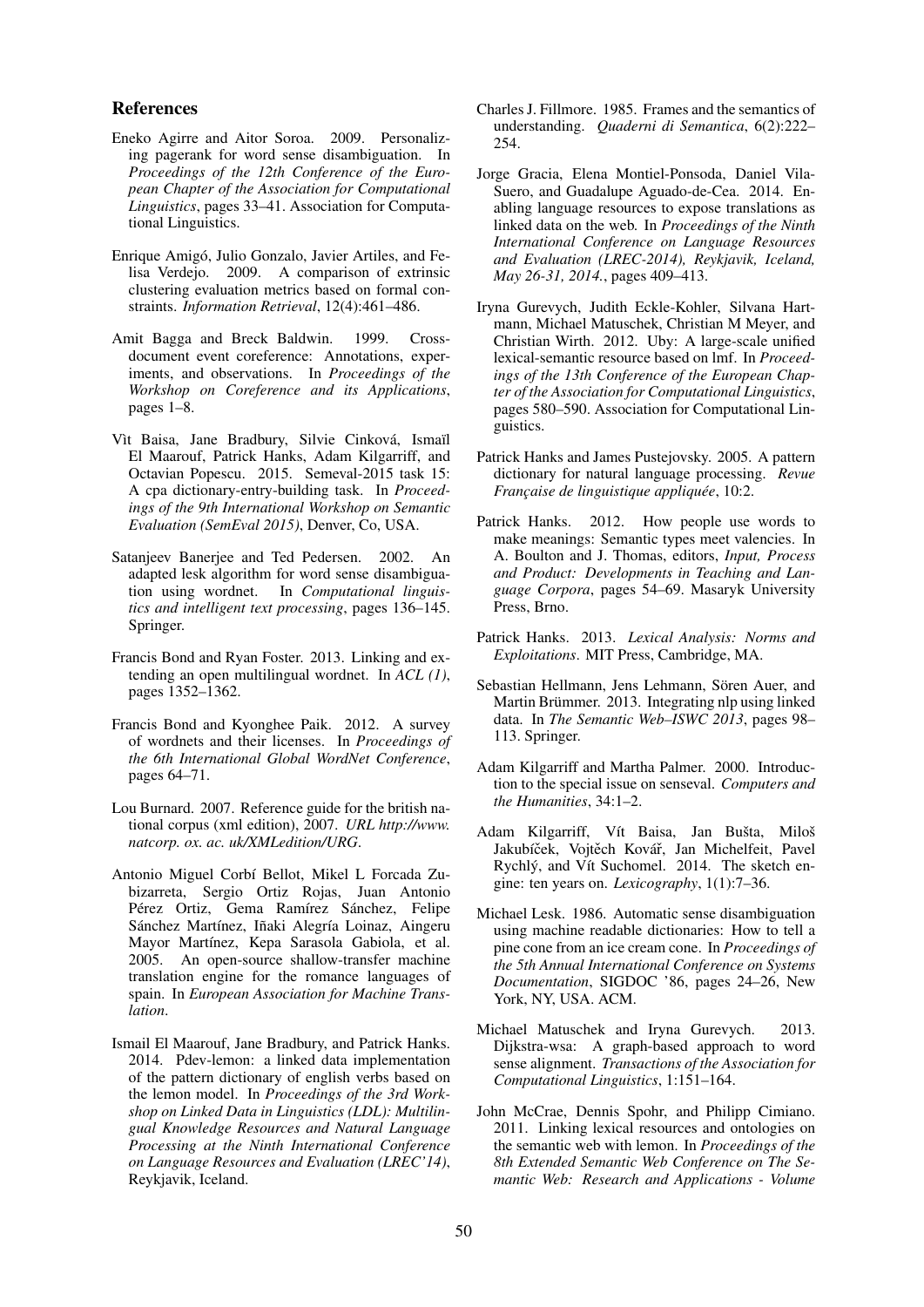## References

Eneko Agirre and Aitor Soroa. 2009. Personalizing pagerank for word sense disambiguation. In *Proceedings of the 12th Conference of the European Chapter of the Association for Computational Linguistics*, pages 33–41. Association for Computational Linguistics.

Enrique Amigó, Julio Gonzalo, Javier Artiles, and Felisa Verdejo. 2009. A comparison of extrinsic clustering evaluation metrics based on formal constraints. *Information Retrieval*, 12(4):461–486.

Amit Bagga and Breck Baldwin. 1999. Cross-document event coreference: Annotations, experiments, and observations. In *Proceedings of the Workshop on Coreference and its Applications*, pages 1–8.

Vìt Baisa, Jane Bradbury, Silvie Cinková, Ismaïl El Maarouf, Patrick Hanks, Adam Kilgarriff, and Octavian Popescu. 2015. Semeval-2015 task 15: A cpa dictionary-entry-building task. In *Proceedings of the 9th International Workshop on Semantic Evaluation (SemEval 2015)*, Denver, Co, USA.

Satanjeev Banerjee and Ted Pedersen. 2002. An adapted lesk algorithm for word sense disambiguation using wordnet. In *Computational linguistics and intelligent text processing*, pages 136–145. Springer.

Francis Bond and Ryan Foster. 2013. Linking and extending an open multilingual wordnet. In *ACL (1)*, pages 1352–1362.

Francis Bond and Kyonghee Paik. 2012. A survey of wordnets and their licenses. In *Proceedings of the 6th International Global WordNet Conference*, pages 64–71.

Lou Burnard. 2007. Reference guide for the british national corpus (xml edition), 2007. *URL http://www. natcorp. ox. ac. uk/XMLedition/URG*.

Antonio Miguel Corbí Bellot, Mikel L Forcada Zubizarreta, Sergio Ortiz Rojas, Juan Antonio Pérez Ortiz, Gema Ramírez Sánchez, Felipe Sánchez Martínez, Iñaki Alegría Loinaz, Aingeru Mayor Martínez, Kepa Sarasola Gabiola, et al. 2005. An open-source shallow-transfer machine translation engine for the romance languages of spain. In *European Association for Machine Translation*.

Ismail El Maarouf, Jane Bradbury, and Patrick Hanks. 2014. Pdev-lemon: a linked data implementation of the pattern dictionary of english verbs based on the lemon model. In *Proceedings of the 3rd Workshop on Linked Data in Linguistics (LDL): Multilingual Knowledge Resources and Natural Language Processing at the Ninth International Conference on Language Resources and Evaluation (LREC'14)*, Reykjavik, Iceland.

Charles J. Fillmore. 1985. Frames and the semantics of understanding. *Quaderni di Semantica*, 6(2):222–254.

Jorge Gracia, Elena Montiel-Ponsoda, Daniel Vila-Suero, and Guadalupe Aguado-de-Cea. 2014. Enabling language resources to expose translations as linked data on the web. In *Proceedings of the Ninth International Conference on Language Resources and Evaluation (LREC-2014), Reykjavik, Iceland, May 26-31, 2014.*, pages 409–413.

Iryna Gurevych, Judith Eckle-Kohler, Silvana Hartmann, Michael Matuschek, Christian M Meyer, and Christian Wirth. 2012. Uby: A large-scale unified lexical-semantic resource based on lmf. In *Proceedings of the 13th Conference of the European Chapter of the Association for Computational Linguistics*, pages 580–590. Association for Computational Linguistics.

Patrick Hanks and James Pustejovsky. 2005. A pattern dictionary for natural language processing. *Revue Française de linguistique appliquée*, 10:2.

Patrick Hanks. 2012. How people use words to make meanings: Semantic types meet valencies. In A. Boulton and J. Thomas, editors, *Input, Process and Product: Developments in Teaching and Language Corpora*, pages 54–69. Masaryk University Press, Brno.

Patrick Hanks. 2013. *Lexical Analysis: Norms and Exploitations*. MIT Press, Cambridge, MA.

Sebastian Hellmann, Jens Lehmann, Sören Auer, and Martin Brümmer. 2013. Integrating nlp using linked data. In *The Semantic Web–ISWC 2013*, pages 98–113. Springer.

Adam Kilgarriff and Martha Palmer. 2000. Introduction to the special issue on senseval. *Computers and the Humanities*, 34:1–2.

Adam Kilgarriff, Vít Baisa, Jan Bušta, Miloš Jakubíček, Vojtěch Kovář, Jan Michelfeit, Pavel Rychlý, and Vít Suchomel. 2014. The sketch engine: ten years on. *Lexicography*, 1(1):7–36.

Michael Lesk. 1986. Automatic sense disambiguation using machine readable dictionaries: How to tell a pine cone from an ice cream cone. In *Proceedings of the 5th Annual International Conference on Systems Documentation*, SIGDOC '86, pages 24–26, New York, NY, USA. ACM.

Michael Matuschek and Iryna Gurevych. 2013. Dijkstra-wsa: A graph-based approach to word sense alignment. *Transactions of the Association for Computational Linguistics*, 1:151–164.

John McCrae, Dennis Spohr, and Philipp Cimiano. 2011. Linking lexical resources and ontologies on the semantic web with lemon. In *Proceedings of the 8th Extended Semantic Web Conference on The Semantic Web: Research and Applications - Volume*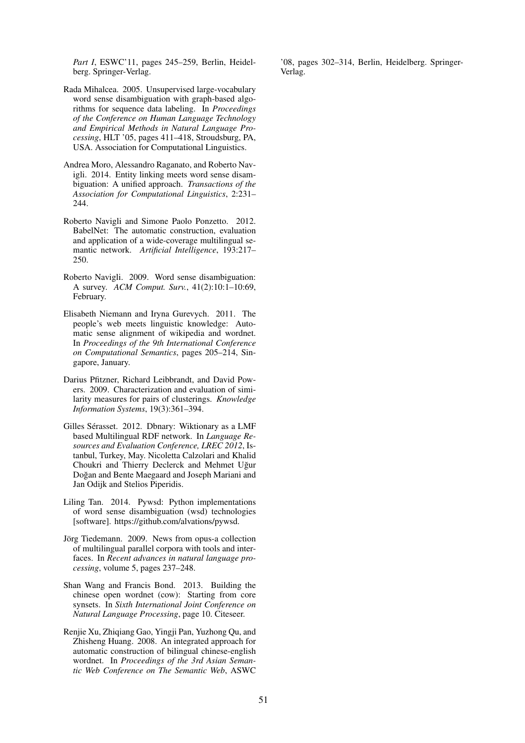*Part I*, ESWC'11, pages 245–259, Berlin, Heidelberg. Springer-Verlag.

Rada Mihalcea. 2005. Unsupervised large-vocabulary word sense disambiguation with graph-based algorithms for sequence data labeling. In *Proceedings of the Conference on Human Language Technology and Empirical Methods in Natural Language Processing*, HLT '05, pages 411–418, Stroudsburg, PA, USA. Association for Computational Linguistics.

Andrea Moro, Alessandro Raganato, and Roberto Navigli. 2014. Entity linking meets word sense disambiguation: A unified approach. *Transactions of the Association for Computational Linguistics*, 2:231–244.

Roberto Navigli and Simone Paolo Ponzetto. 2012. BabelNet: The automatic construction, evaluation and application of a wide-coverage multilingual semantic network. *Artificial Intelligence*, 193:217–250.

Roberto Navigli. 2009. Word sense disambiguation: A survey. *ACM Comput. Surv.*, 41(2):10:1–10:69, February.

Elisabeth Niemann and Iryna Gurevych. 2011. The people's web meets linguistic knowledge: Automatic sense alignment of wikipedia and wordnet. In *Proceedings of the 9th International Conference on Computational Semantics*, pages 205–214, Singapore, January.

Darius Pfitzner, Richard Leibbrandt, and David Powers. 2009. Characterization and evaluation of similarity measures for pairs of clusterings. *Knowledge Information Systems*, 19(3):361–394.

Gilles Sérasset. 2012. Dbnary: Wiktionary as a LMF based Multilingual RDF network. In *Language Resources and Evaluation Conference, LREC 2012*, Istanbul, Turkey, May. Nicoletta Calzolari and Khalid Choukri and Thierry Declerck and Mehmet Uğur Doğan and Bente Maegaard and Joseph Mariani and Jan Odijk and Stelios Piperidis.

Liling Tan. 2014. Pywsd: Python implementations of word sense disambiguation (wsd) technologies [software]. https://github.com/alvations/pywsd.

Jörg Tiedemann. 2009. News from opus-a collection of multilingual parallel corpora with tools and interfaces. In *Recent advances in natural language processing*, volume 5, pages 237–248.

Shan Wang and Francis Bond. 2013. Building the chinese open wordnet (cow): Starting from core synsets. In *Sixth International Joint Conference on Natural Language Processing*, page 10. Citeseer.

Renjie Xu, Zhiqiang Gao, Yingji Pan, Yuzhong Qu, and Zhisheng Huang. 2008. An integrated approach for automatic construction of bilingual chinese-english wordnet. In *Proceedings of the 3rd Asian Semantic Web Conference on The Semantic Web*, ASWC '08, pages 302–314, Berlin, Heidelberg. Springer-Verlag.